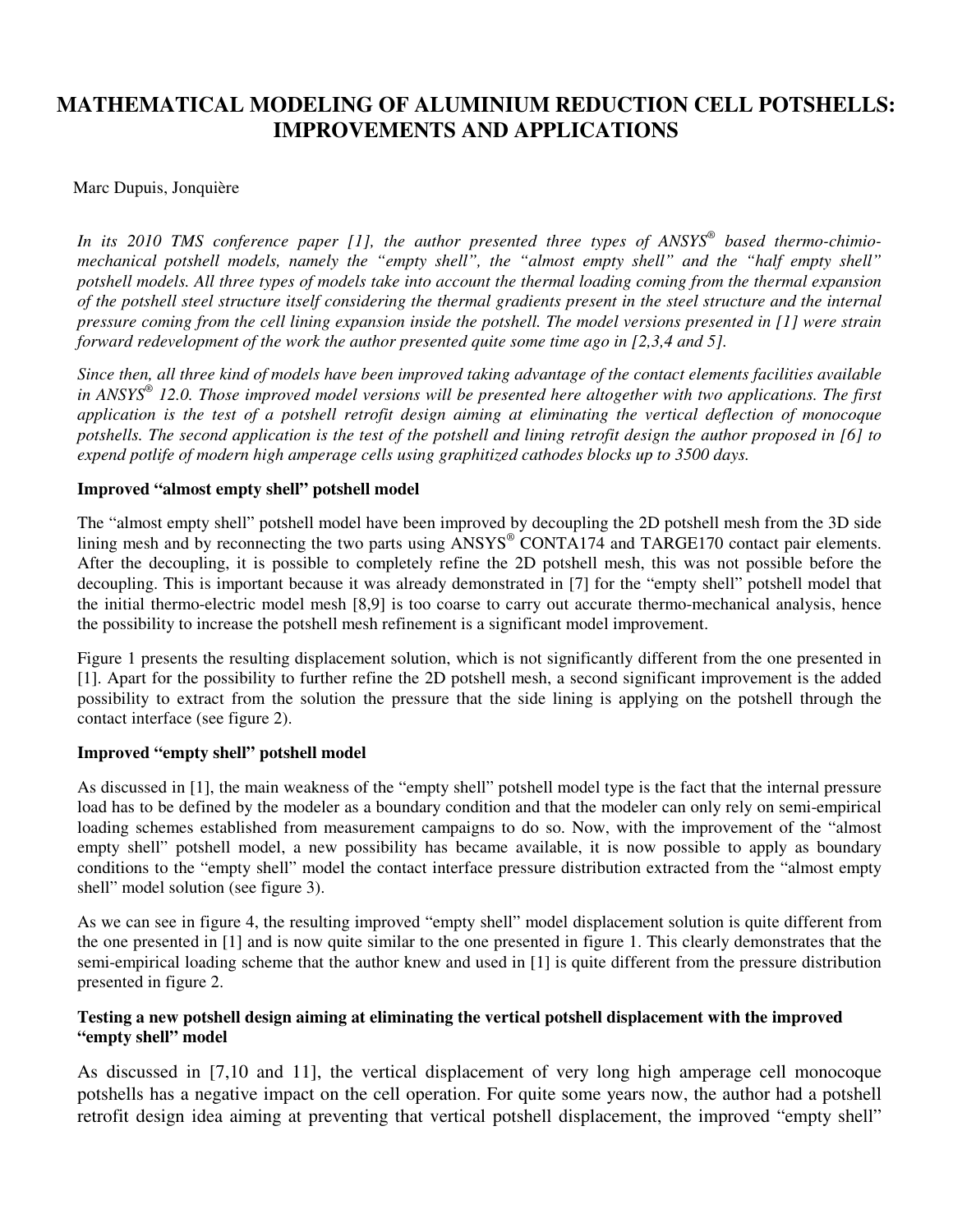# MATHEMATICAL MODELING OF ALUMINIUM REDUCTION CELL POTSHELLS: IMPROVEMENTS AND APPLICATIONS

Marc Dupuis, Jonquière

*In its 2010 TMS conference paper [1], the author presented three types of ANSYS® based thermo-chimio-mechanical potshell models, namely the "empty shell", the "almost empty shell" and the "half empty shell" potshell models. All three types of models take into account the thermal loading coming from the thermal expansion of the potshell steel structure itself considering the thermal gradients present in the steel structure and the internal pressure coming from the cell lining expansion inside the potshell. The model versions presented in [1] were strain forward redevelopment of the work the author presented quite some time ago in [2,3,4 and 5].*

*Since then, all three kind of models have been improved taking advantage of the contact elements facilities available in ANSYS® 12.0. Those improved model versions will be presented here altogether with two applications. The first application is the test of a potshell retrofit design aiming at eliminating the vertical deflection of monocoque potshells. The second application is the test of the potshell and lining retrofit design the author proposed in [6] to expend potlife of modern high amperage cells using graphitized cathodes blocks up to 3500 days.*

**Improved "almost empty shell" potshell model**

The "almost empty shell" potshell model have been improved by decoupling the 2D potshell mesh from the 3D side lining mesh and by reconnecting the two parts using ANSYS® CONTA174 and TARGE170 contact pair elements. After the decoupling, it is possible to completely refine the 2D potshell mesh, this was not possible before the decoupling. This is important because it was already demonstrated in [7] for the "empty shell" potshell model that the initial thermo-electric model mesh [8,9] is too coarse to carry out accurate thermo-mechanical analysis, hence the possibility to increase the potshell mesh refinement is a significant model improvement.

Figure 1 presents the resulting displacement solution, which is not significantly different from the one presented in [1]. Apart for the possibility to further refine the 2D potshell mesh, a second significant improvement is the added possibility to extract from the solution the pressure that the side lining is applying on the potshell through the contact interface (see figure 2).

**Improved "empty shell" potshell model**

As discussed in [1], the main weakness of the "empty shell" potshell model type is the fact that the internal pressure load has to be defined by the modeler as a boundary condition and that the modeler can only rely on semi-empirical loading schemes established from measurement campaigns to do so. Now, with the improvement of the "almost empty shell" potshell model, a new possibility has became available, it is now possible to apply as boundary conditions to the "empty shell" model the contact interface pressure distribution extracted from the "almost empty shell" model solution (see figure 3).

As we can see in figure 4, the resulting improved "empty shell" model displacement solution is quite different from the one presented in [1] and is now quite similar to the one presented in figure 1. This clearly demonstrates that the semi-empirical loading scheme that the author knew and used in [1] is quite different from the pressure distribution presented in figure 2.

**Testing a new potshell design aiming at eliminating the vertical potshell displacement with the improved "empty shell" model**

As discussed in [7,10 and 11], the vertical displacement of very long high amperage cell monocoque potshells has a negative impact on the cell operation. For quite some years now, the author had a potshell retrofit design idea aiming at preventing that vertical potshell displacement, the improved "empty shell"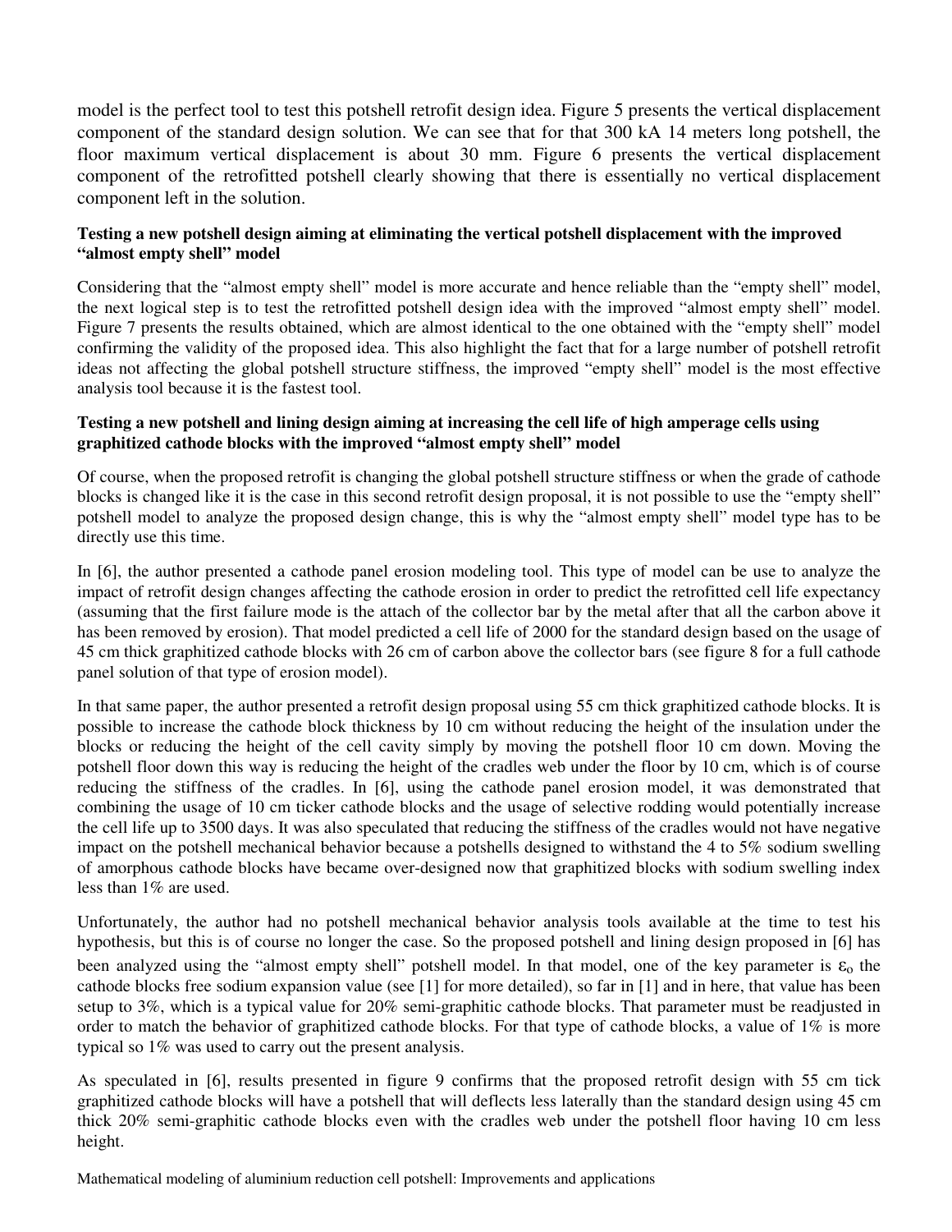model is the perfect tool to test this potshell retrofit design idea. Figure 5 presents the vertical displacement component of the standard design solution. We can see that for that 300 kA 14 meters long potshell, the floor maximum vertical displacement is about 30 mm. Figure 6 presents the vertical displacement component of the retrofitted potshell clearly showing that there is essentially no vertical displacement component left in the solution.

**Testing a new potshell design aiming at eliminating the vertical potshell displacement with the improved "almost empty shell" model**

Considering that the "almost empty shell" model is more accurate and hence reliable than the "empty shell" model, the next logical step is to test the retrofitted potshell design idea with the improved "almost empty shell" model. Figure 7 presents the results obtained, which are almost identical to the one obtained with the "empty shell" model confirming the validity of the proposed idea. This also highlight the fact that for a large number of potshell retrofit ideas not affecting the global potshell structure stiffness, the improved "empty shell" model is the most effective analysis tool because it is the fastest tool.

**Testing a new potshell and lining design aiming at increasing the cell life of high amperage cells using graphitized cathode blocks with the improved "almost empty shell" model**

Of course, when the proposed retrofit is changing the global potshell structure stiffness or when the grade of cathode blocks is changed like it is the case in this second retrofit design proposal, it is not possible to use the "empty shell" potshell model to analyze the proposed design change, this is why the "almost empty shell" model type has to be directly use this time.

In [6], the author presented a cathode panel erosion modeling tool. This type of model can be use to analyze the impact of retrofit design changes affecting the cathode erosion in order to predict the retrofitted cell life expectancy (assuming that the first failure mode is the attach of the collector bar by the metal after that all the carbon above it has been removed by erosion). That model predicted a cell life of 2000 for the standard design based on the usage of 45 cm thick graphitized cathode blocks with 26 cm of carbon above the collector bars (see figure 8 for a full cathode panel solution of that type of erosion model).

In that same paper, the author presented a retrofit design proposal using 55 cm thick graphitized cathode blocks. It is possible to increase the cathode block thickness by 10 cm without reducing the height of the insulation under the blocks or reducing the height of the cell cavity simply by moving the potshell floor 10 cm down. Moving the potshell floor down this way is reducing the height of the cradles web under the floor by 10 cm, which is of course reducing the stiffness of the cradles. In [6], using the cathode panel erosion model, it was demonstrated that combining the usage of 10 cm ticker cathode blocks and the usage of selective rodding would potentially increase the cell life up to 3500 days. It was also speculated that reducing the stiffness of the cradles would not have negative impact on the potshell mechanical behavior because a potshells designed to withstand the 4 to 5% sodium swelling of amorphous cathode blocks have became over-designed now that graphitized blocks with sodium swelling index less than 1% are used.

Unfortunately, the author had no potshell mechanical behavior analysis tools available at the time to test his hypothesis, but this is of course no longer the case. So the proposed potshell and lining design proposed in [6] has been analyzed using the "almost empty shell" potshell model. In that model, one of the key parameter is $\varepsilon_o$ the cathode blocks free sodium expansion value (see [1] for more detailed), so far in [1] and in here, that value has been setup to 3%, which is a typical value for 20% semi-graphitic cathode blocks. That parameter must be readjusted in order to match the behavior of graphitized cathode blocks. For that type of cathode blocks, a value of 1% is more typical so 1% was used to carry out the present analysis.

As speculated in [6], results presented in figure 9 confirms that the proposed retrofit design with 55 cm tick graphitized cathode blocks will have a potshell that will deflects less laterally than the standard design using 45 cm thick 20% semi-graphitic cathode blocks even with the cradles web under the potshell floor having 10 cm less height.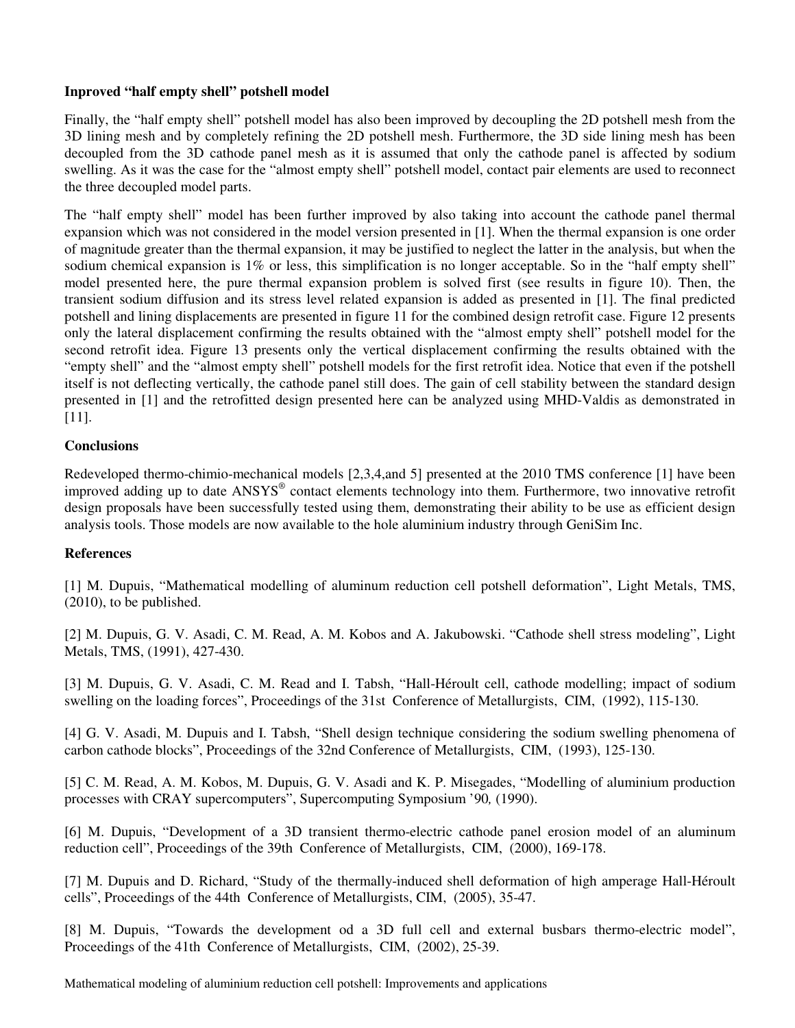**Inproved "half empty shell" potshell model**

Finally, the "half empty shell" potshell model has also been improved by decoupling the 2D potshell mesh from the 3D lining mesh and by completely refining the 2D potshell mesh. Furthermore, the 3D side lining mesh has been decoupled from the 3D cathode panel mesh as it is assumed that only the cathode panel is affected by sodium swelling. As it was the case for the "almost empty shell" potshell model, contact pair elements are used to reconnect the three decoupled model parts.

The "half empty shell" model has been further improved by also taking into account the cathode panel thermal expansion which was not considered in the model version presented in [1]. When the thermal expansion is one order of magnitude greater than the thermal expansion, it may be justified to neglect the latter in the analysis, but when the sodium chemical expansion is 1% or less, this simplification is no longer acceptable. So in the "half empty shell" model presented here, the pure thermal expansion problem is solved first (see results in figure 10). Then, the transient sodium diffusion and its stress level related expansion is added as presented in [1]. The final predicted potshell and lining displacements are presented in figure 11 for the combined design retrofit case. Figure 12 presents only the lateral displacement confirming the results obtained with the "almost empty shell" potshell model for the second retrofit idea. Figure 13 presents only the vertical displacement confirming the results obtained with the "empty shell" and the "almost empty shell" potshell models for the first retrofit idea. Notice that even if the potshell itself is not deflecting vertically, the cathode panel still does. The gain of cell stability between the standard design presented in [1] and the retrofitted design presented here can be analyzed using MHD-Valdis as demonstrated in [11].

**Conclusions**

Redeveloped thermo-chimio-mechanical models [2,3,4,and 5] presented at the 2010 TMS conference [1] have been improved adding up to date ANSYS® contact elements technology into them. Furthermore, two innovative retrofit design proposals have been successfully tested using them, demonstrating their ability to be use as efficient design analysis tools. Those models are now available to the hole aluminium industry through GeniSim Inc.

**References**

[1] M. Dupuis, "Mathematical modelling of aluminum reduction cell potshell deformation", Light Metals, TMS, (2010), to be published.

[2] M. Dupuis, G. V. Asadi, C. M. Read, A. M. Kobos and A. Jakubowski. "Cathode shell stress modeling", Light Metals, TMS, (1991), 427-430.

[3] M. Dupuis, G. V. Asadi, C. M. Read and I. Tabsh, "Hall-Héroult cell, cathode modelling; impact of sodium swelling on the loading forces", Proceedings of the 31st Conference of Metallurgists, CIM, (1992), 115-130.

[4] G. V. Asadi, M. Dupuis and I. Tabsh, "Shell design technique considering the sodium swelling phenomena of carbon cathode blocks", Proceedings of the 32nd Conference of Metallurgists, CIM, (1993), 125-130.

[5] C. M. Read, A. M. Kobos, M. Dupuis, G. V. Asadi and K. P. Misegades, "Modelling of aluminium production processes with CRAY supercomputers", Supercomputing Symposium '90, (1990).

[6] M. Dupuis, "Development of a 3D transient thermo-electric cathode panel erosion model of an aluminum reduction cell", Proceedings of the 39th Conference of Metallurgists, CIM, (2000), 169-178.

[7] M. Dupuis and D. Richard, "Study of the thermally-induced shell deformation of high amperage Hall-Héroult cells", Proceedings of the 44th Conference of Metallurgists, CIM, (2005), 35-47.

[8] M. Dupuis, "Towards the development od a 3D full cell and external busbars thermo-electric model", Proceedings of the 41th Conference of Metallurgists, CIM, (2002), 25-39.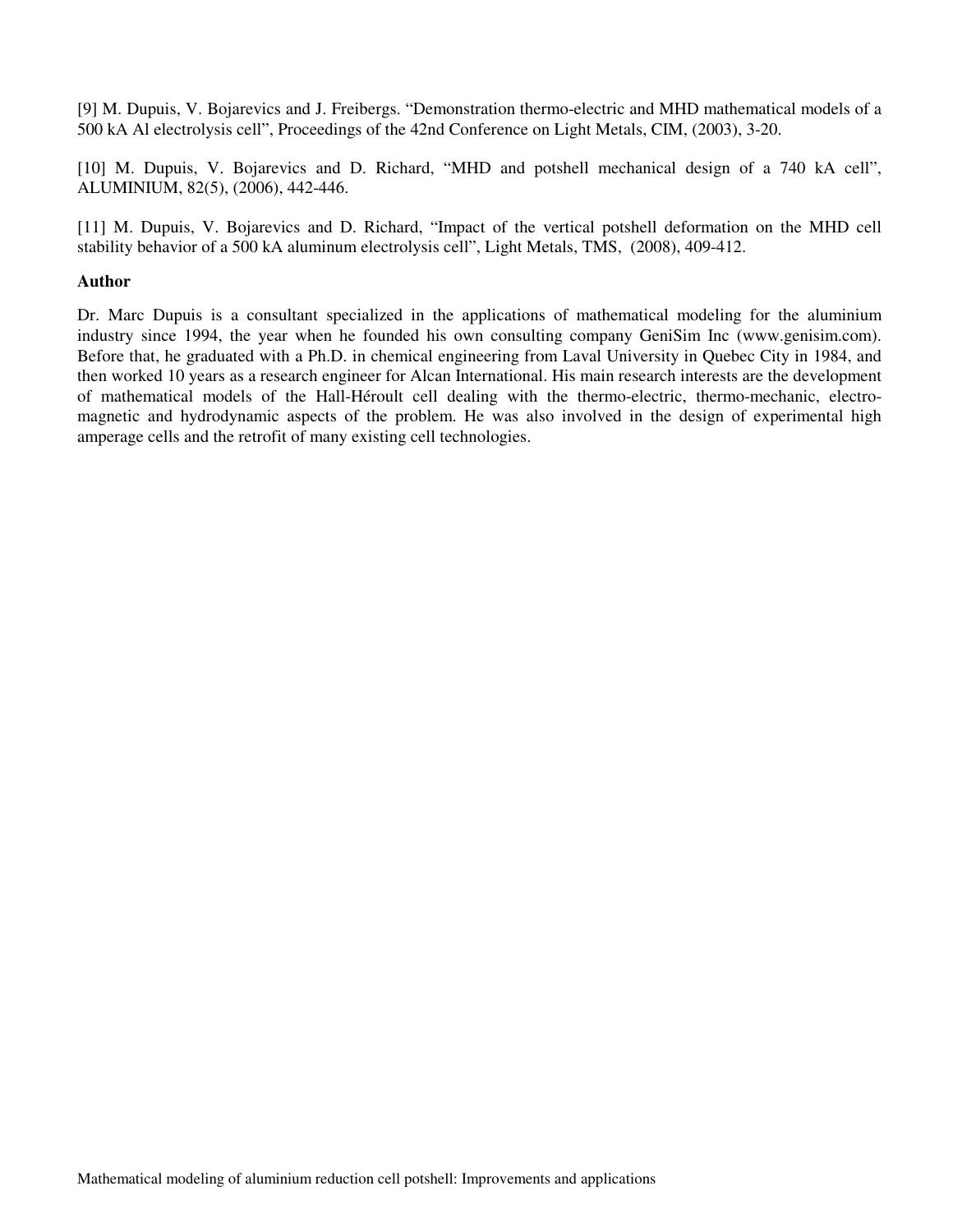[9] M. Dupuis, V. Bojarevics and J. Freibergs. "Demonstration thermo-electric and MHD mathematical models of a 500 kA Al electrolysis cell", Proceedings of the 42nd Conference on Light Metals, CIM, (2003), 3-20.

[10] M. Dupuis, V. Bojarevics and D. Richard, "MHD and potshell mechanical design of a 740 kA cell", ALUMINIUM, 82(5), (2006), 442-446.

[11] M. Dupuis, V. Bojarevics and D. Richard, "Impact of the vertical potshell deformation on the MHD cell stability behavior of a 500 kA aluminum electrolysis cell", Light Metals, TMS, (2008), 409-412.

**Author**

Dr. Marc Dupuis is a consultant specialized in the applications of mathematical modeling for the aluminium industry since 1994, the year when he founded his own consulting company GeniSim Inc (www.genisim.com). Before that, he graduated with a Ph.D. in chemical engineering from Laval University in Quebec City in 1984, and then worked 10 years as a research engineer for Alcan International. His main research interests are the development of mathematical models of the Hall-Héroult cell dealing with the thermo-electric, thermo-mechanic, electro-magnetic and hydrodynamic aspects of the problem. He was also involved in the design of experimental high amperage cells and the retrofit of many existing cell technologies.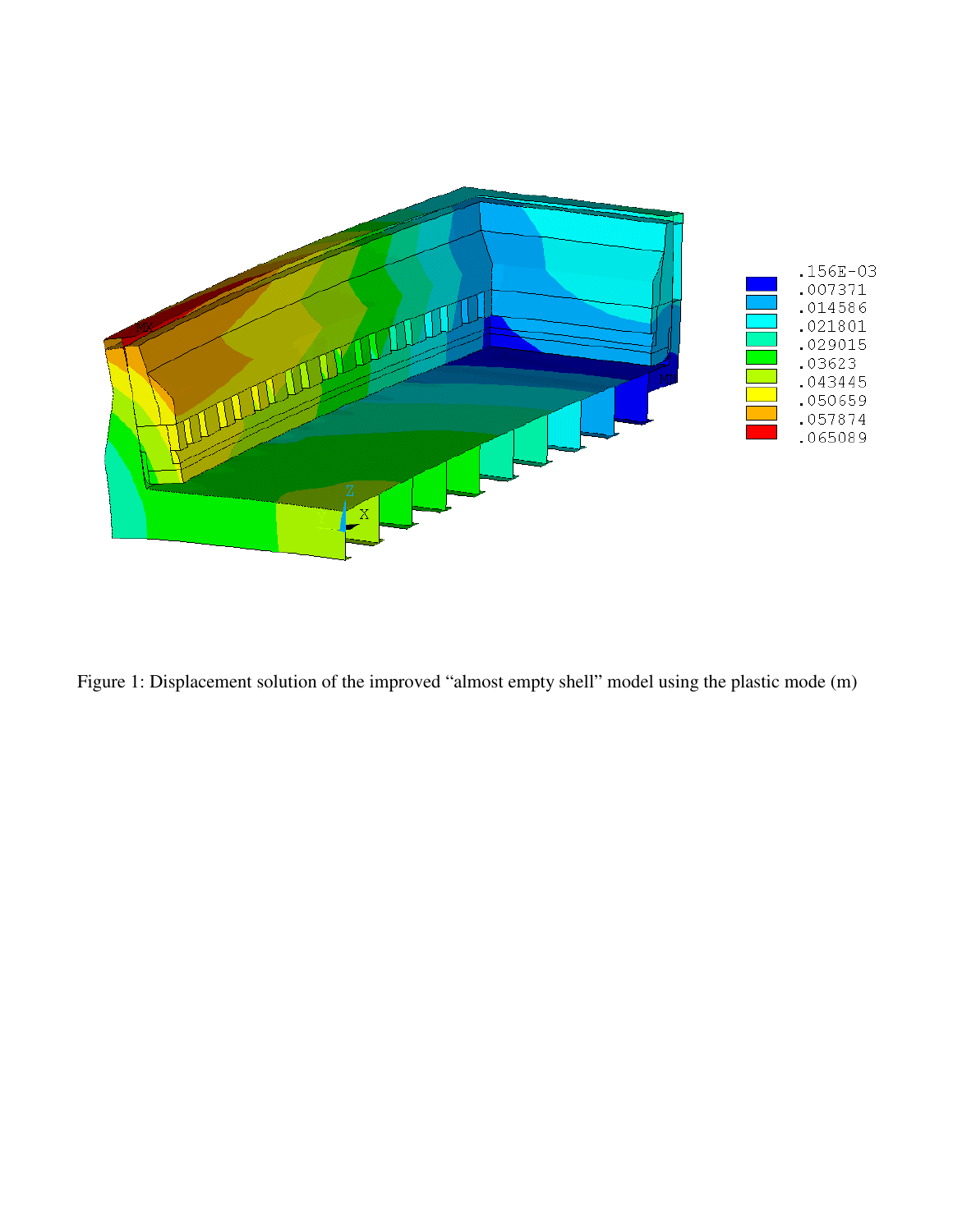Figure 1: Displacement solution of the improved “almost empty shell” model using the plastic mode (m)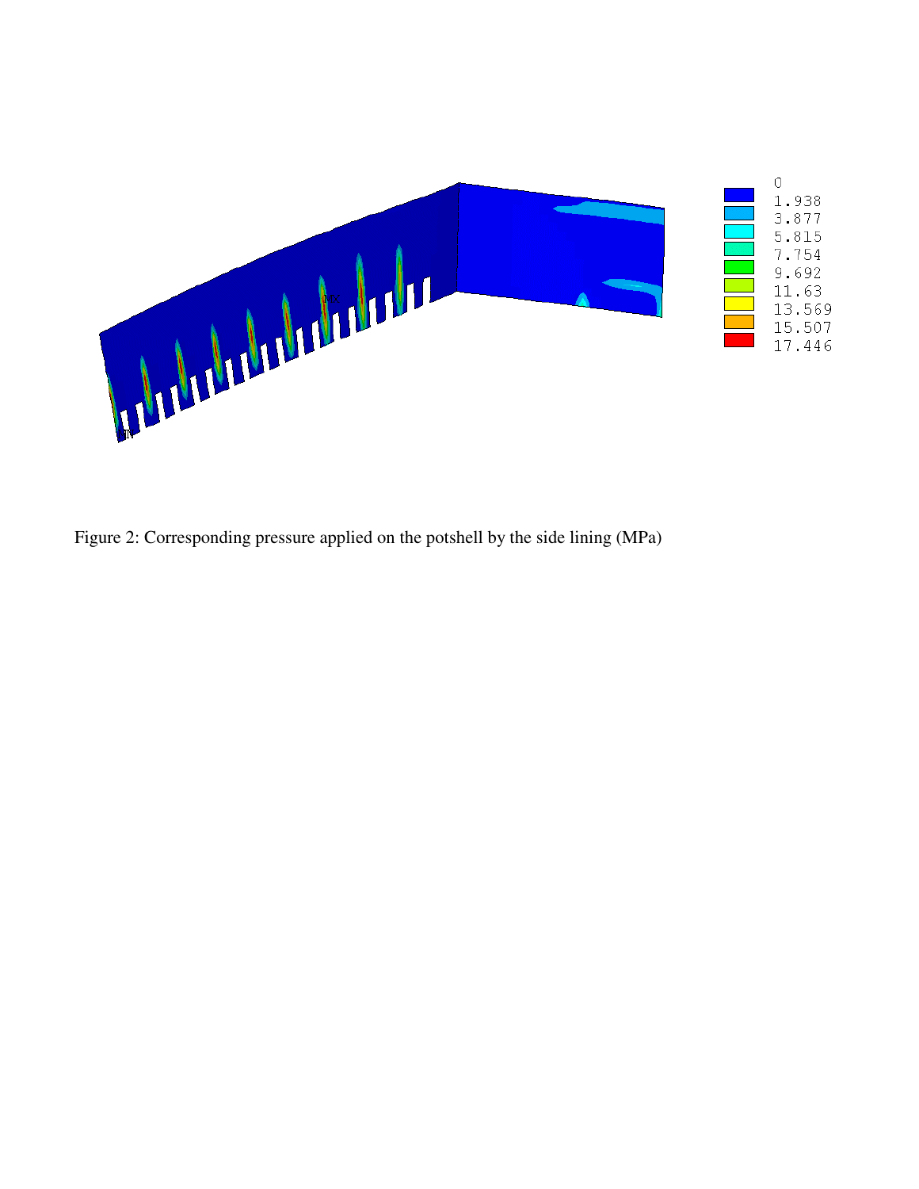Figure 2: Corresponding pressure applied on the potshell by the side lining (MPa)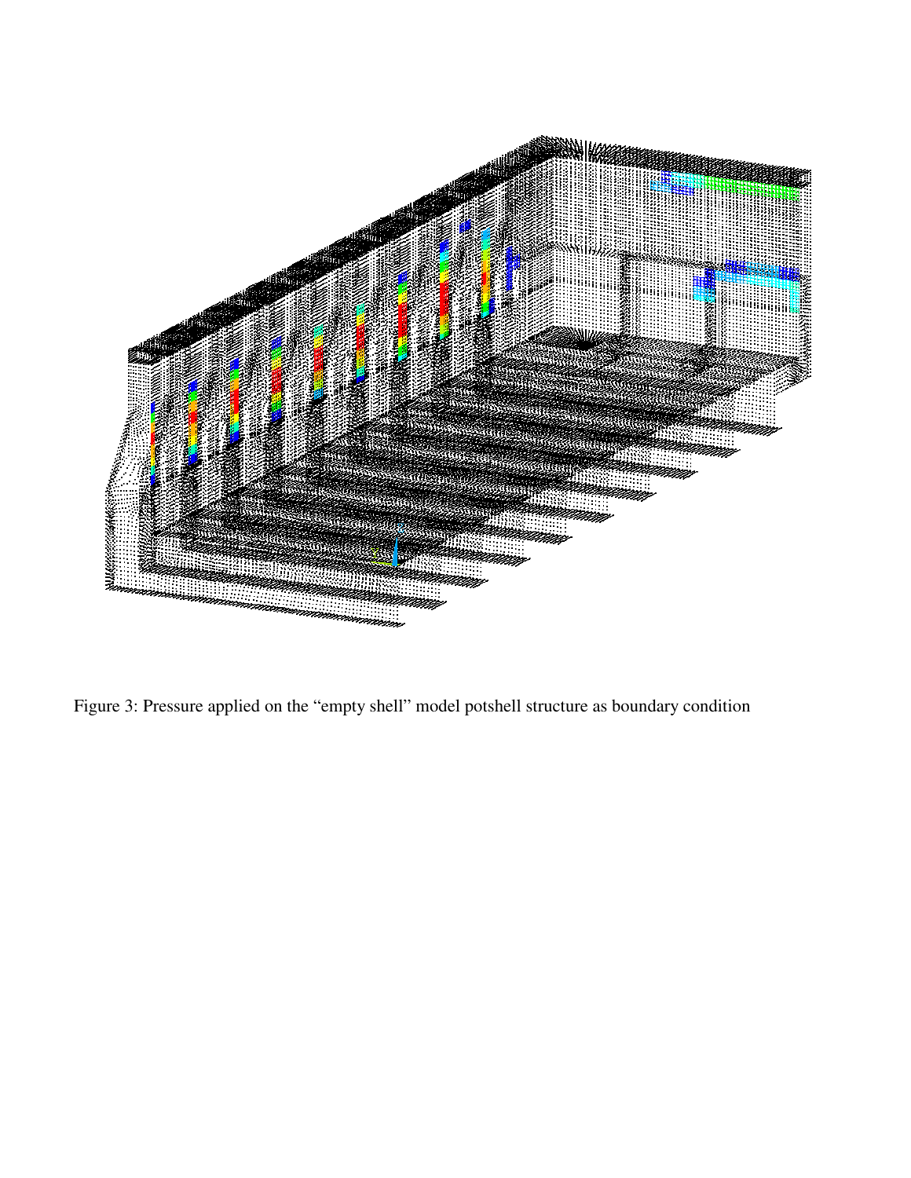Figure 3: Pressure applied on the "empty shell" model potshell structure as boundary condition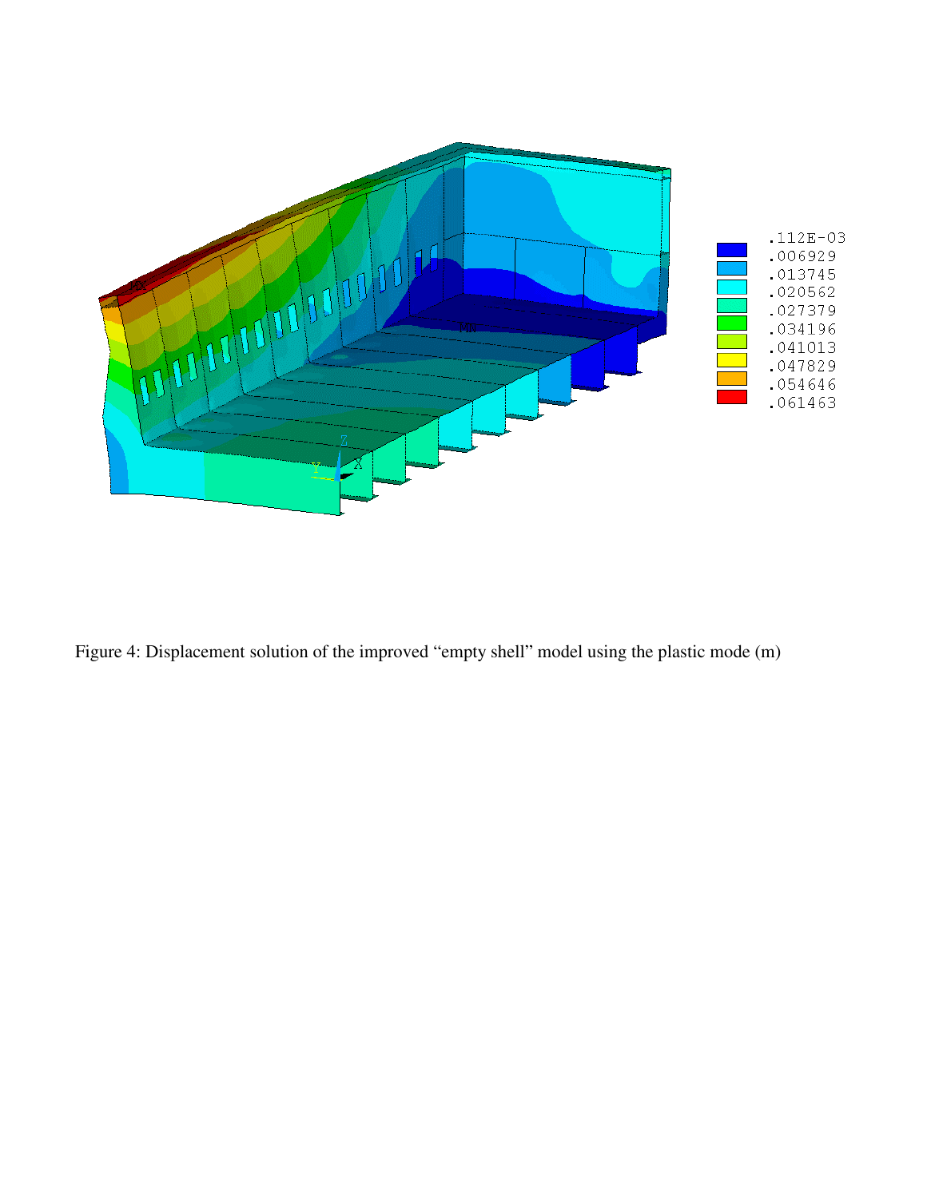Figure 4: Displacement solution of the improved “empty shell” model using the plastic mode (m)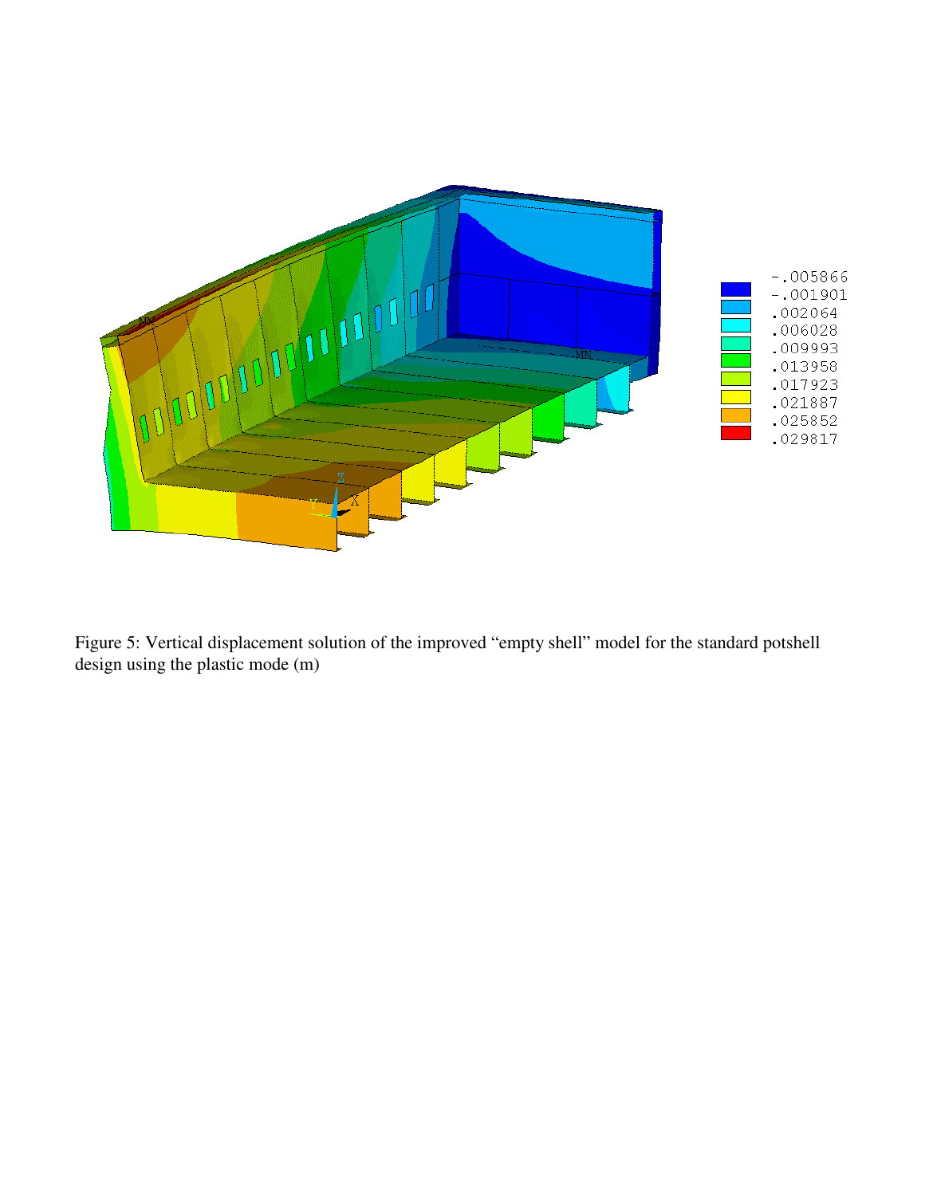Figure 5: Vertical displacement solution of the improved "empty shell" model for the standard potshell design using the plastic mode (m)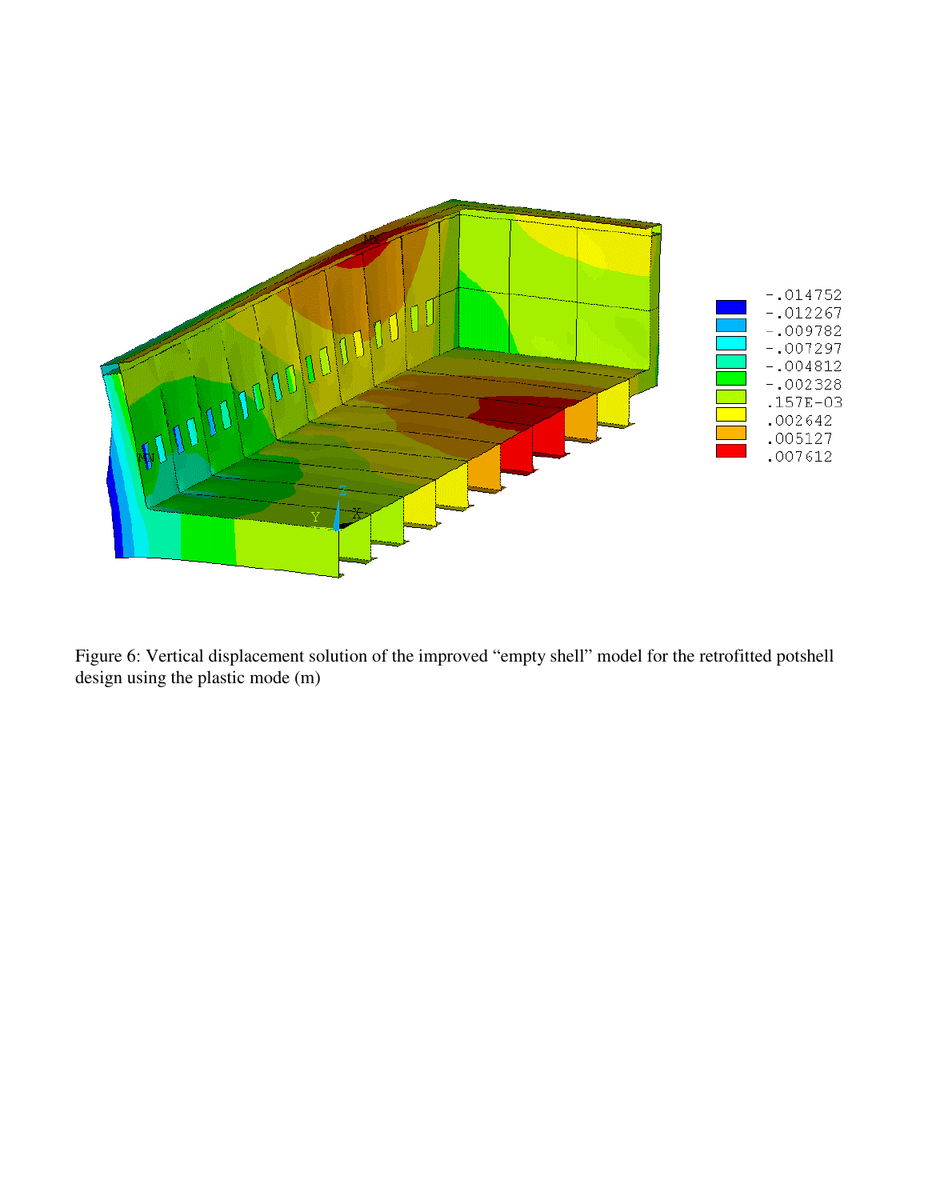Figure 6: Vertical displacement solution of the improved “empty shell” model for the retrofitted potshell design using the plastic mode (m)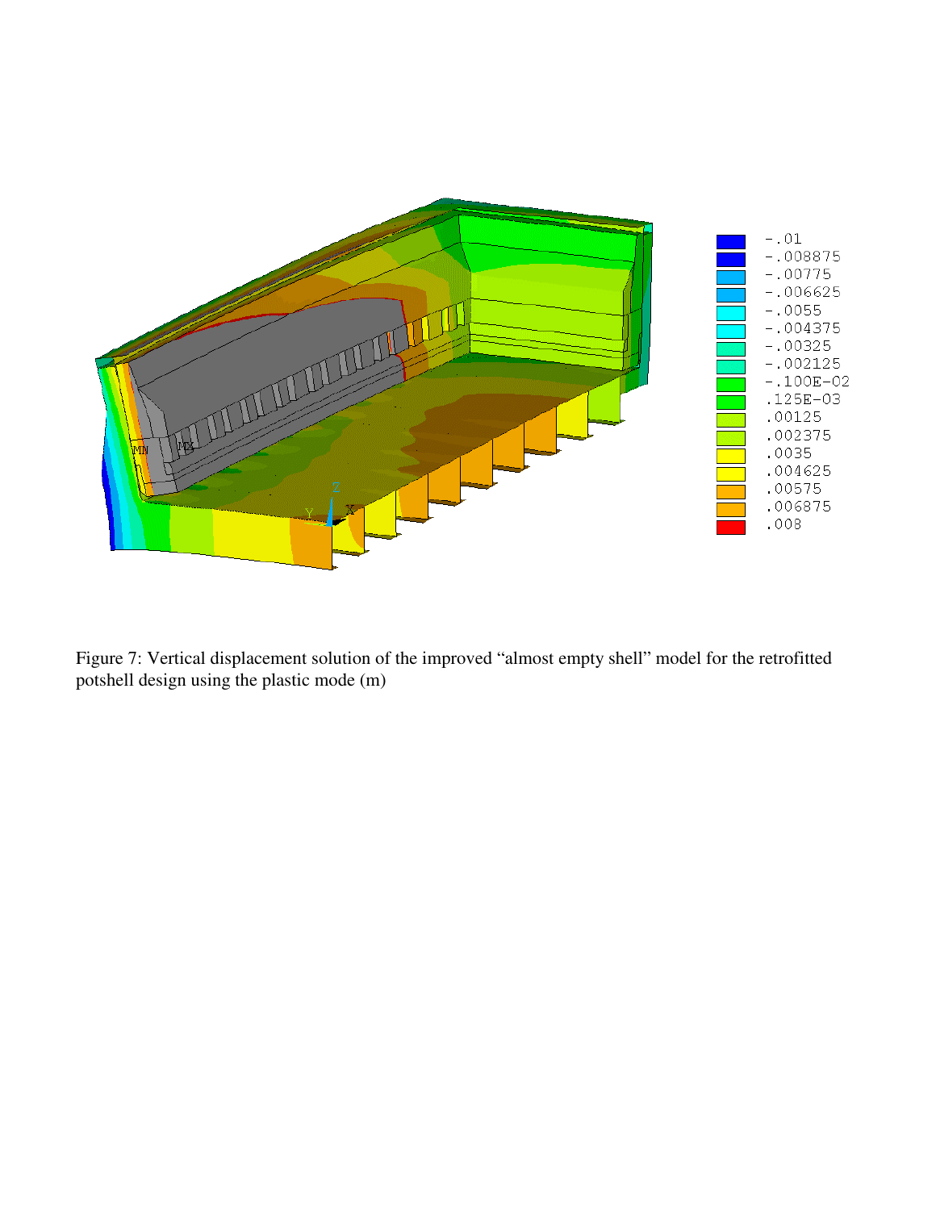Figure 7: Vertical displacement solution of the improved “almost empty shell” model for the retrofitted potshell design using the plastic mode (m)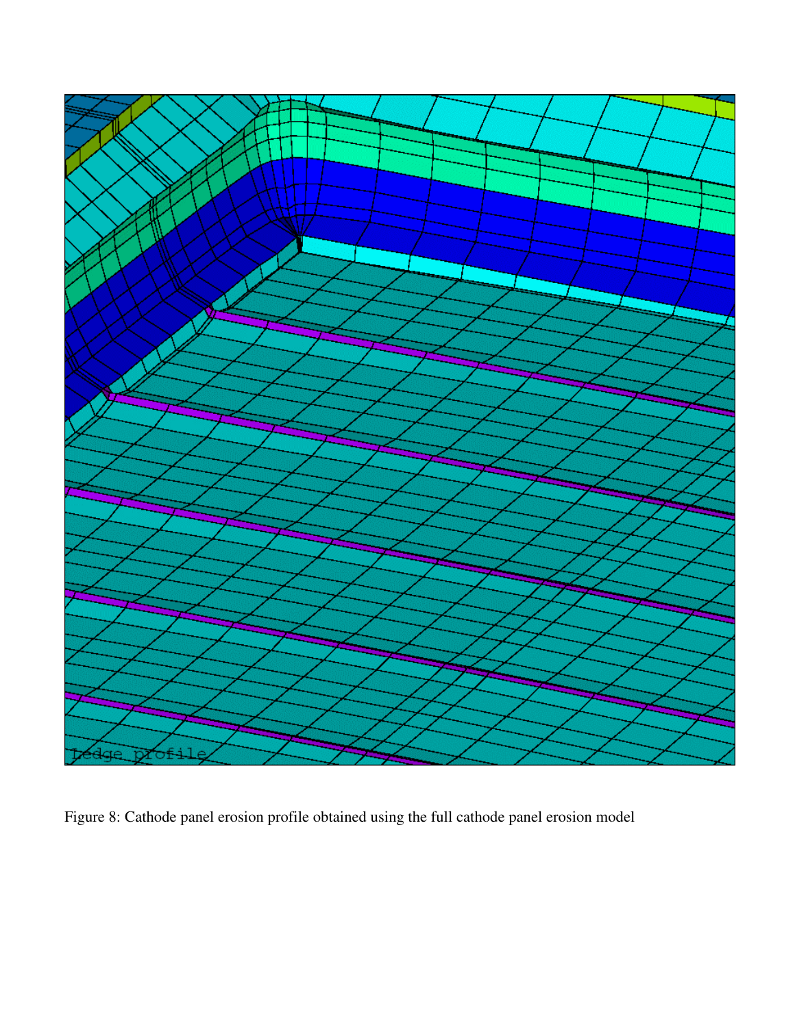Figure 8: Cathode panel erosion profile obtained using the full cathode panel erosion model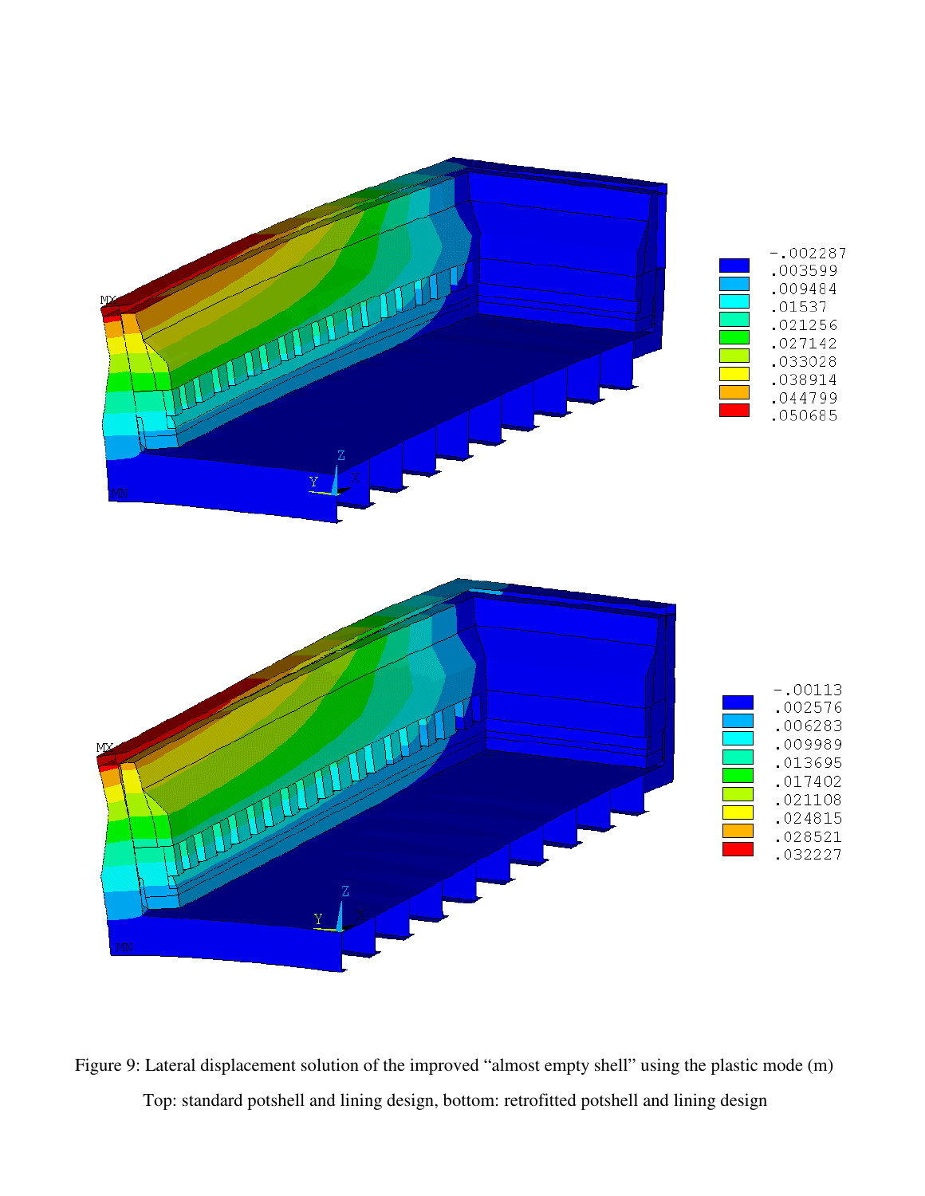Figure 9: Lateral displacement solution of the improved “almost empty shell” using the plastic mode (m)

Top: standard potshell and lining design, bottom: retrofitted potshell and lining design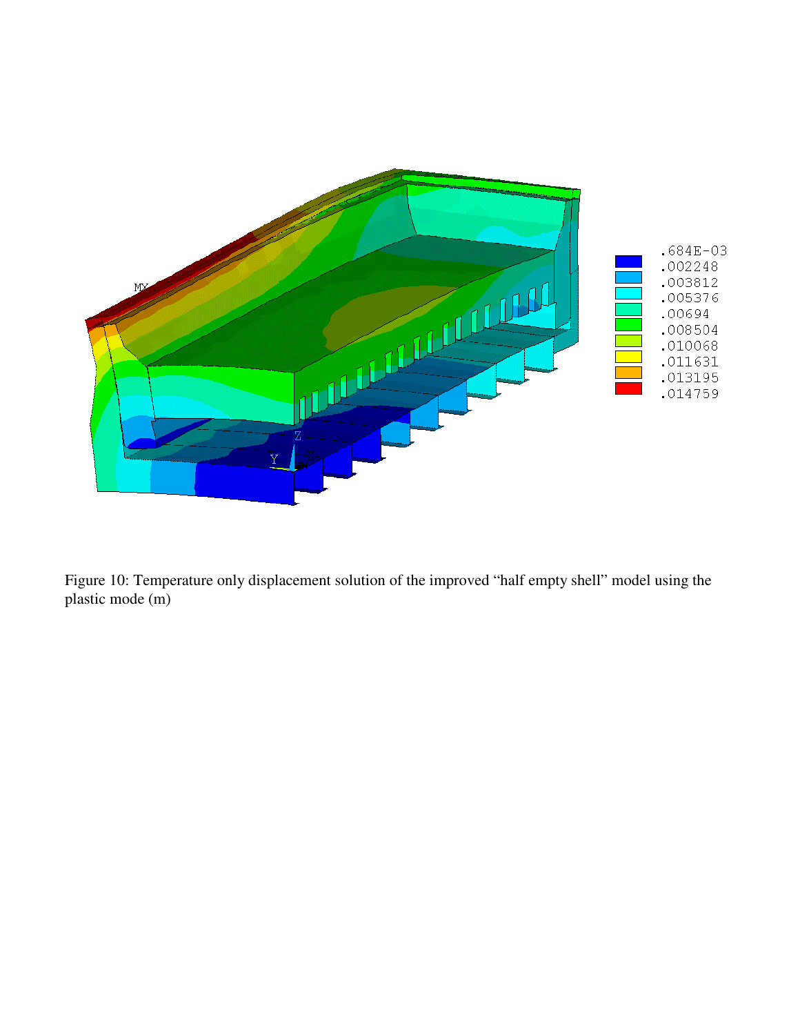Figure 10: Temperature only displacement solution of the improved “half empty shell” model using the plastic mode (m)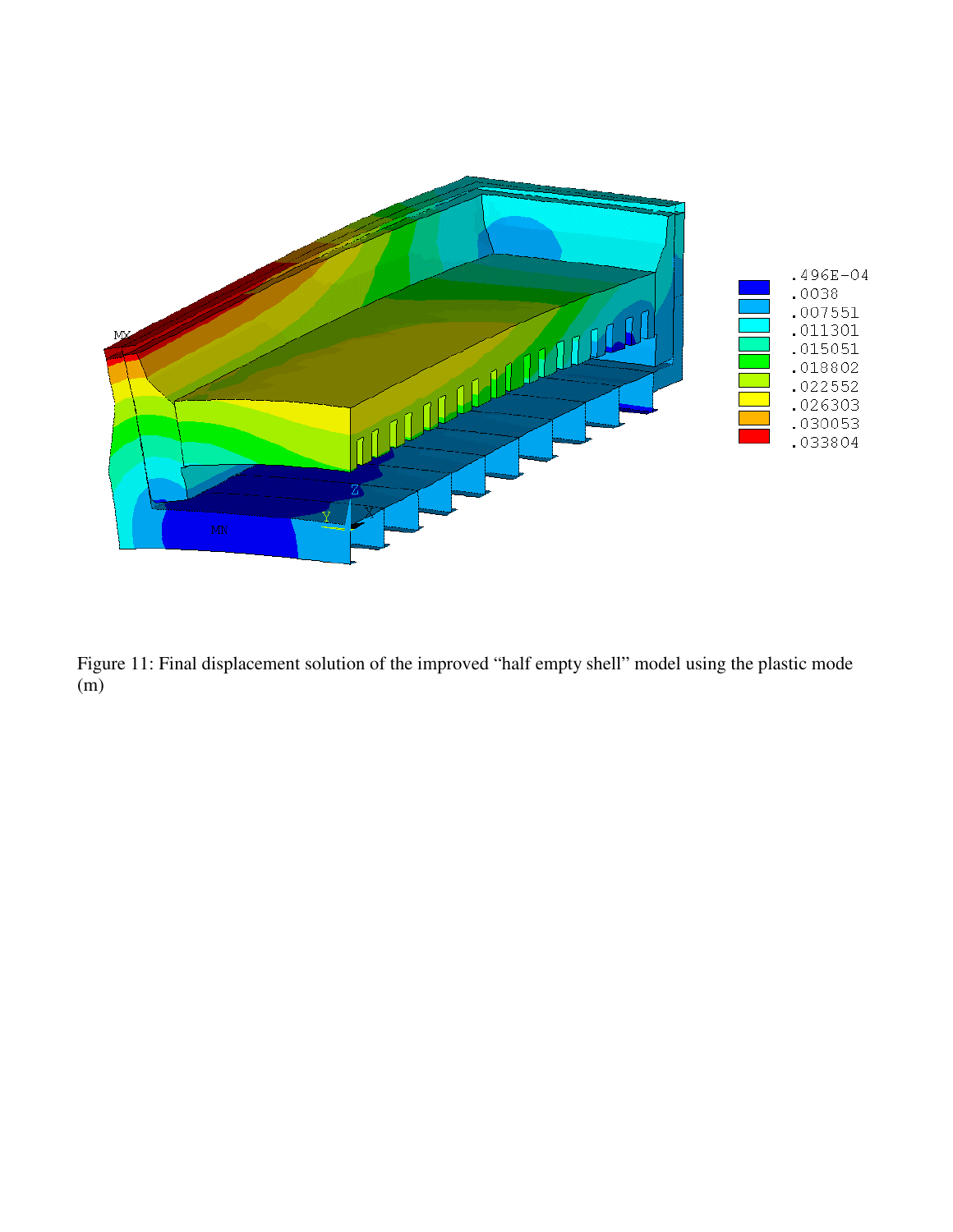Figure 11: Final displacement solution of the improved “half empty shell” model using the plastic mode (m)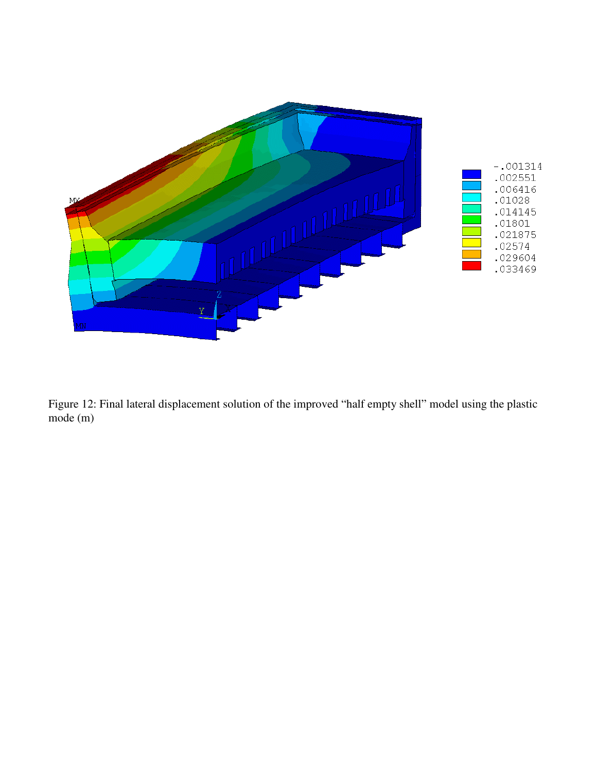Figure 12: Final lateral displacement solution of the improved “half empty shell” model using the plastic mode (m)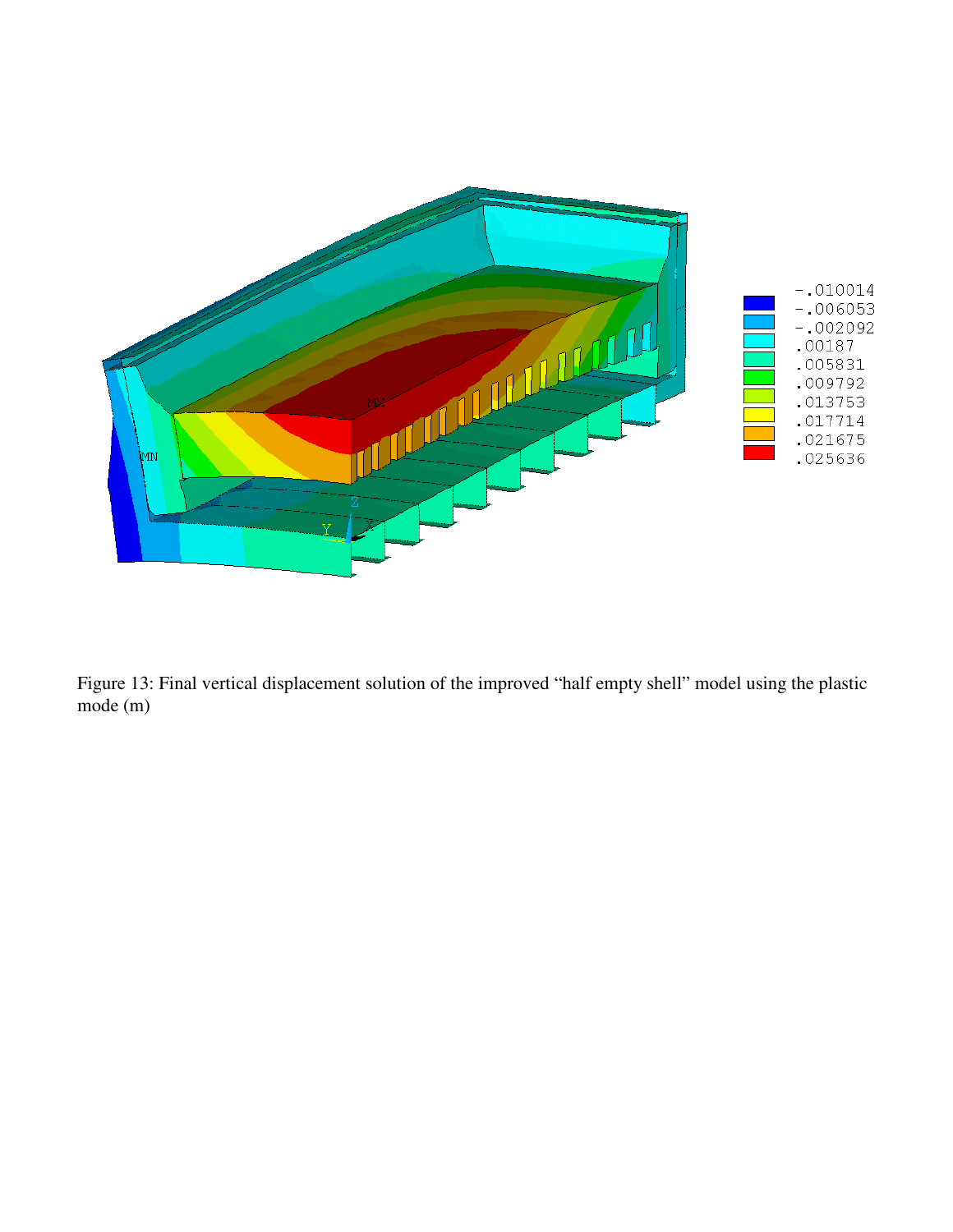-.010014
-.006053
-.002092
.00187
.005831
.009792
.013753
.017714
.021675
.025636

Figure 13: Final vertical displacement solution of the improved "half empty shell" model using the plastic mode (m)